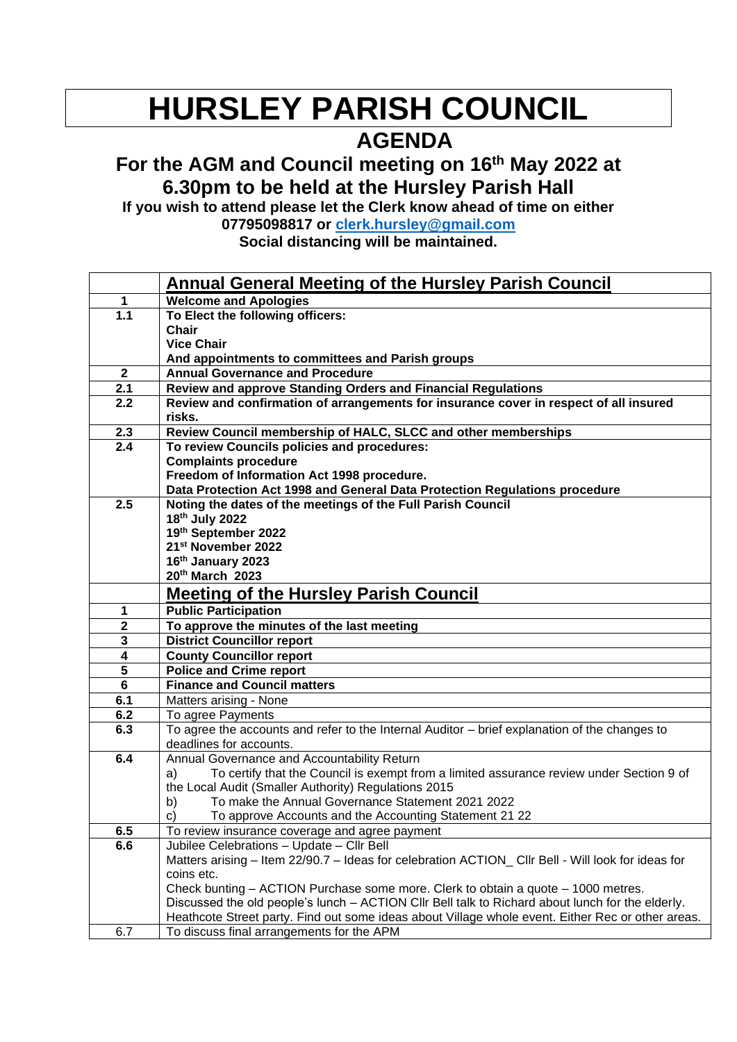# HURSLEY PARISH COUNCIL

## AGENDA

### For the AGM and Council meeting on 16th May 2022 at 6.30pm to be held at the Hursley Parish Hall

**If you wish to attend please let the Clerk know ahead of time on either 07795098817 or clerk.hursley@gmail.com**

**Social distancing will be maintained.**

| | **Annual General Meeting of the Hursley Parish Council** |
|---|---|
| **1** | **Welcome and Apologies** |
| **1.1** | **To Elect the following officers:**<br>**Chair**<br>**Vice Chair**<br>**And appointments to committees and Parish groups** |
| **2** | **Annual Governance and Procedure** |
| **2.1** | **Review and approve Standing Orders and Financial Regulations** |
| **2.2** | **Review and confirmation of arrangements for insurance cover in respect of all insured risks.** |
| **2.3** | **Review Council membership of HALC, SLCC and other memberships** |
| **2.4** | **To review Councils policies and procedures:**<br>**Complaints procedure**<br>**Freedom of Information Act 1998 procedure.**<br>**Data Protection Act 1998 and General Data Protection Regulations procedure** |
| **2.5** | **Noting the dates of the meetings of the Full Parish Council**<br>**18th July 2022**<br>**19th September 2022**<br>**21st November 2022**<br>**16th January 2023**<br>**20th March 2023** |
| | **Meeting of the Hursley Parish Council** |
| **1** | **Public Participation** |
| **2** | **To approve the minutes of the last meeting** |
| **3** | **District Councillor report** |
| **4** | **County Councillor report** |
| **5** | **Police and Crime report** |
| **6** | **Finance and Council matters** |
| **6.1** | Matters arising - None |
| **6.2** | To agree Payments |
| **6.3** | To agree the accounts and refer to the Internal Auditor – brief explanation of the changes to deadlines for accounts. |
| **6.4** | Annual Governance and Accountability Return<br>a) To certify that the Council is exempt from a limited assurance review under Section 9 of the Local Audit (Smaller Authority) Regulations 2015<br>b) To make the Annual Governance Statement 2021 2022<br>c) To approve Accounts and the Accounting Statement 21 22 |
| **6.5** | To review insurance coverage and agree payment |
| **6.6** | Jubilee Celebrations – Update – Cllr Bell<br>Matters arising – Item 22/90.7 – Ideas for celebration ACTION_ Cllr Bell - Will look for ideas for coins etc.<br>Check bunting – ACTION Purchase some more. Clerk to obtain a quote – 1000 metres.<br>Discussed the old people's lunch – ACTION Cllr Bell talk to Richard about lunch for the elderly.<br>Heathcote Street party. Find out some ideas about Village whole event. Either Rec or other areas. |
| 6.7 | To discuss final arrangements for the APM |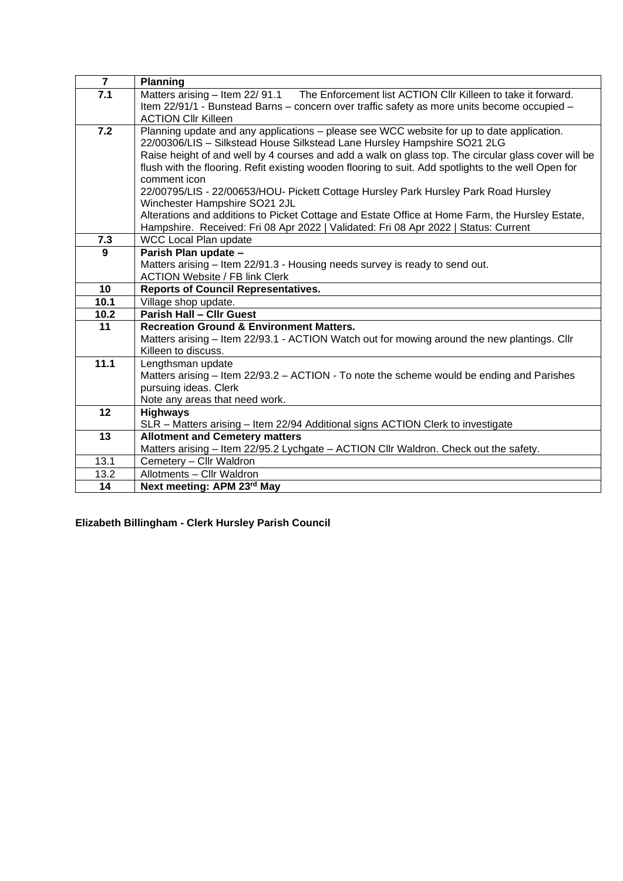| | |
|---|---|
| **7** | **Planning** |
| **7.1** | Matters arising – Item 22/ 91.1 The Enforcement list ACTION Cllr Killeen to take it forward.<br>Item 22/91/1 - Bunstead Barns – concern over traffic safety as more units become occupied – ACTION Cllr Killeen |
| **7.2** | Planning update and any applications – please see WCC website for up to date application.<br>22/00306/LIS – Silkstead House Silkstead Lane Hursley Hampshire SO21 2LG<br>Raise height of and well by 4 courses and add a walk on glass top. The circular glass cover will be flush with the flooring. Refit existing wooden flooring to suit. Add spotlights to the well Open for comment icon<br>22/00795/LIS - 22/00653/HOU- Pickett Cottage Hursley Park Hursley Park Road Hursley Winchester Hampshire SO21 2JL<br>Alterations and additions to Picket Cottage and Estate Office at Home Farm, the Hursley Estate, Hampshire. Received: Fri 08 Apr 2022 \| Validated: Fri 08 Apr 2022 \| Status: Current |
| **7.3** | WCC Local Plan update |
| **9** | **Parish Plan update –**<br>Matters arising – Item 22/91.3 - Housing needs survey is ready to send out.<br>ACTION Website / FB link Clerk |
| **10** | **Reports of Council Representatives.** |
| **10.1** | Village shop update. |
| **10.2** | **Parish Hall – Cllr Guest** |
| **11** | **Recreation Ground & Environment Matters.**<br>Matters arising – Item 22/93.1 - ACTION Watch out for mowing around the new plantings. Cllr Killeen to discuss. |
| **11.1** | Lengthsman update<br>Matters arising – Item 22/93.2 – ACTION - To note the scheme would be ending and Parishes pursuing ideas. Clerk<br>Note any areas that need work. |
| **12** | **Highways**<br>SLR – Matters arising – Item 22/94 Additional signs ACTION Clerk to investigate |
| **13** | **Allotment and Cemetery matters**<br>Matters arising – Item 22/95.2 Lychgate – ACTION Cllr Waldron. Check out the safety. |
| 13.1 | Cemetery – Cllr Waldron |
| 13.2 | Allotments – Cllr Waldron |
| **14** | **Next meeting: APM 23rd May** |

**Elizabeth Billingham - Clerk Hursley Parish Council**